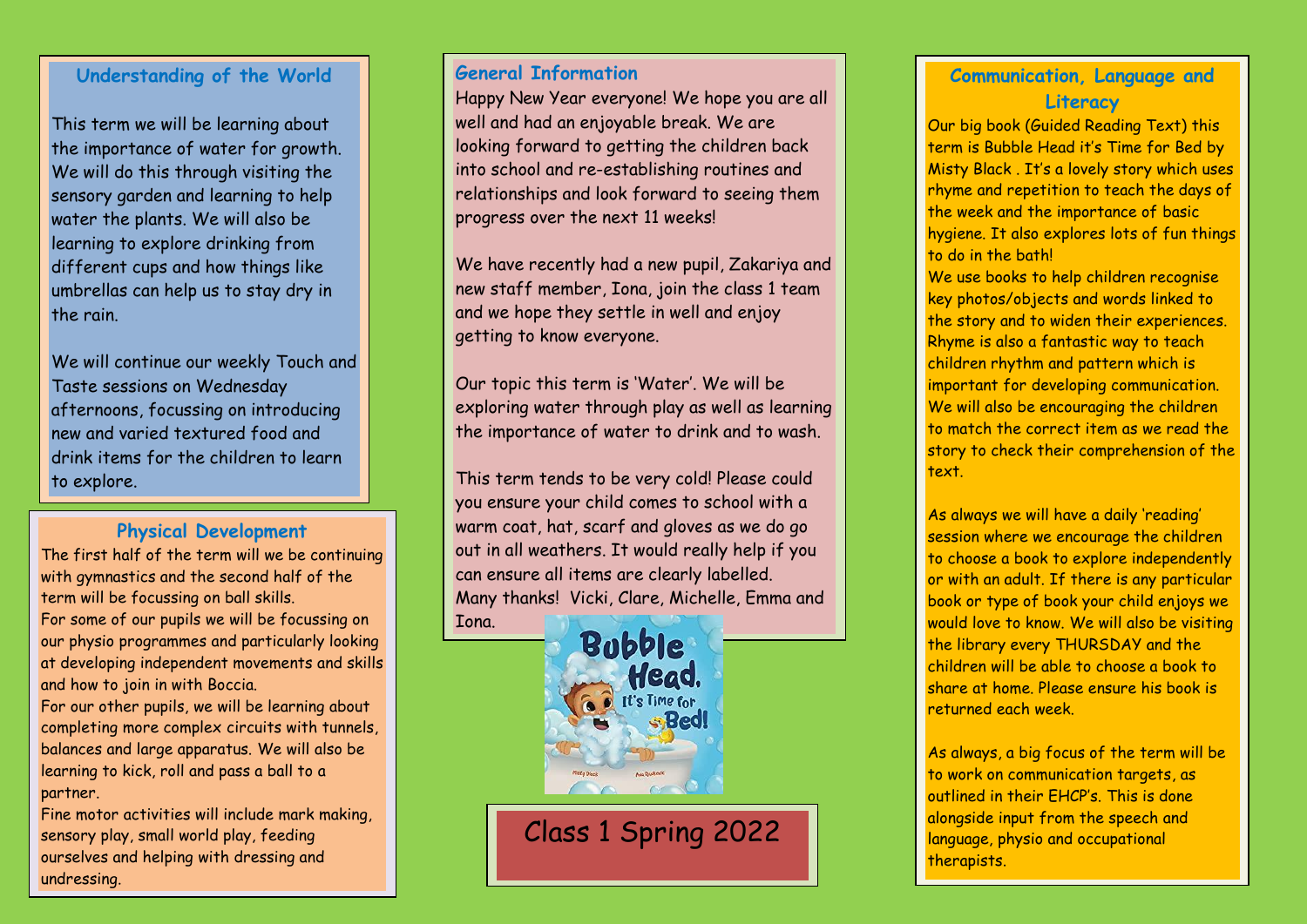## Understanding of the World

This term we will be learning about the importance of water for growth. We will do this through visiting the sensory garden and learning to help water the plants. We will also be learning to explore drinking from different cups and how things like umbrellas can help us to stay dry in the rain.

We will continue our weekly Touch and Taste sessions on Wednesday afternoons, focussing on introducing new and varied textured food and drink items for the children to learn to explore.

## Physical Development

The first half of the term will we be continuing with gymnastics and the second half of the term will be focussing on ball skills.

For some of our pupils we will be focussing on our physio programmes and particularly looking at developing independent movements and skills and how to join in with Boccia.

For our other pupils, we will be learning about completing more complex circuits with tunnels, balances and large apparatus. We will also be learning to kick, roll and pass a ball to a partner.

Fine motor activities will include mark making, sensory play, small world play, feeding ourselves and helping with dressing and undressing.

## General Information

Happy New Year everyone! We hope you are all well and had an enjoyable break. We are looking forward to getting the children back into school and re-establishing routines and relationships and look forward to seeing them progress over the next 11 weeks!

We have recently had a new pupil, Zakariya and new staff member, Iona, join the class 1 team and we hope they settle in well and enjoy getting to know everyone.

Our topic this term is 'Water'. We will be exploring water through play as well as learning the importance of water to drink and to wash.

This term tends to be very cold! Please could you ensure your child comes to school with a warm coat, hat, scarf and gloves as we do go out in all weathers. It would really help if you can ensure all items are clearly labelled.

Many thanks! Vicki, Clare, Michelle, Emma and Iona.

# Class 1 Spring 2022

## Communication, Language and Literacy

Our big book (Guided Reading Text) this term is Bubble Head it's Time for Bed by Misty Black . It's a lovely story which uses rhyme and repetition to teach the days of the week and the importance of basic hygiene. It also explores lots of fun things to do in the bath!

We use books to help children recognise key photos/objects and words linked to the story and to widen their experiences. Rhyme is also a fantastic way to teach children rhythm and pattern which is important for developing communication. We will also be encouraging the children to match the correct item as we read the story to check their comprehension of the text.

As always we will have a daily 'reading' session where we encourage the children to choose a book to explore independently or with an adult. If there is any particular book or type of book your child enjoys we would love to know. We will also be visiting the library every THURSDAY and the children will be able to choose a book to share at home. Please ensure his book is returned each week.

As always, a big focus of the term will be to work on communication targets, as outlined in their EHCP's. This is done alongside input from the speech and language, physio and occupational therapists.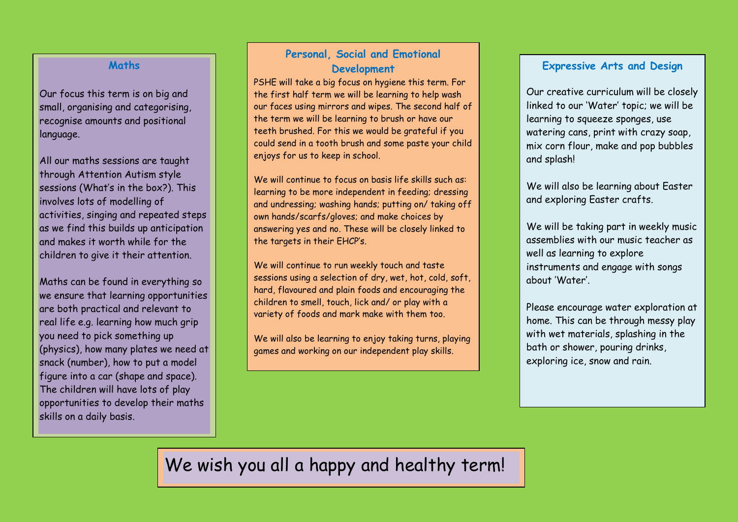## Maths

Our focus this term is on big and small, organising and categorising, recognise amounts and positional language.

All our maths sessions are taught through Attention Autism style sessions (What's in the box?). This involves lots of modelling of activities, singing and repeated steps as we find this builds up anticipation and makes it worth while for the children to give it their attention.

Maths can be found in everything so we ensure that learning opportunities are both practical and relevant to real life e.g. learning how much grip you need to pick something up (physics), how many plates we need at snack (number), how to put a model figure into a car (shape and space). The children will have lots of play opportunities to develop their maths skills on a daily basis.

## Personal, Social and Emotional Development

PSHE will take a big focus on hygiene this term. For the first half term we will be learning to help wash our faces using mirrors and wipes. The second half of the term we will be learning to brush or have our teeth brushed. For this we would be grateful if you could send in a tooth brush and some paste your child enjoys for us to keep in school.

We will continue to focus on basis life skills such as: learning to be more independent in feeding; dressing and undressing; washing hands; putting on/ taking off own hands/scarfs/gloves; and make choices by answering yes and no. These will be closely linked to the targets in their EHCP's.

We will continue to run weekly touch and taste sessions using a selection of dry, wet, hot, cold, soft, hard, flavoured and plain foods and encouraging the children to smell, touch, lick and/ or play with a variety of foods and mark make with them too.

We will also be learning to enjoy taking turns, playing games and working on our independent play skills.

## Expressive Arts and Design

Our creative curriculum will be closely linked to our 'Water' topic; we will be learning to squeeze sponges, use watering cans, print with crazy soap, mix corn flour, make and pop bubbles and splash!

We will also be learning about Easter and exploring Easter crafts.

We will be taking part in weekly music assemblies with our music teacher as well as learning to explore instruments and engage with songs about 'Water'.

Please encourage water exploration at home. This can be through messy play with wet materials, splashing in the bath or shower, pouring drinks, exploring ice, snow and rain.

We wish you all a happy and healthy term!